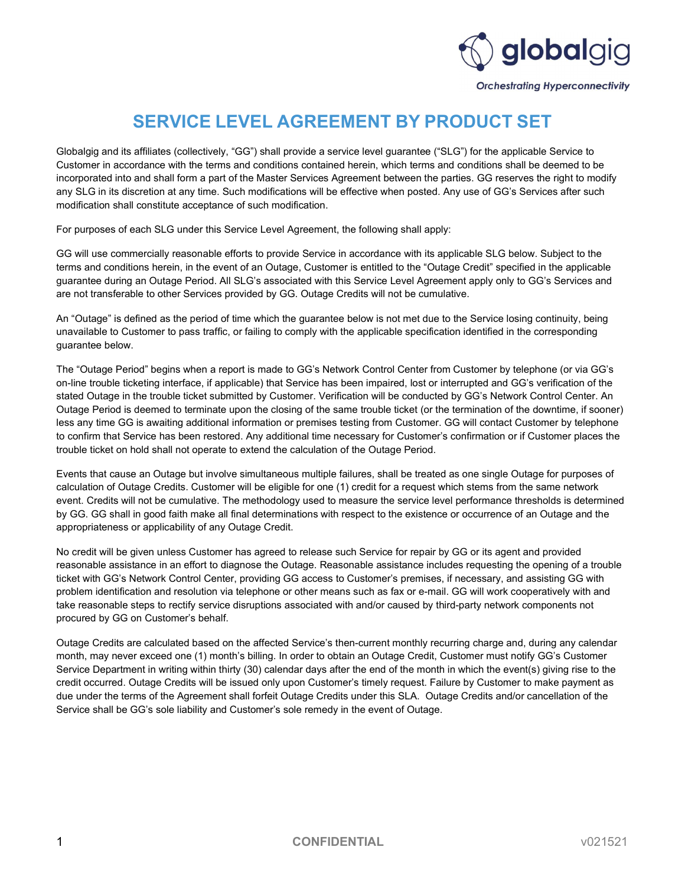# SERVICE LEVEL AGREEMENT BY PRODUCT SET

Globalgig and its affiliates (collectively, "GG") shall provide a service level guarantee ("SLG") for the applicable Service to Customer in accordance with the terms and conditions contained herein, which terms and conditions shall be deemed to be incorporated into and shall form a part of the Master Services Agreement between the parties. GG reserves the right to modify any SLG in its discretion at any time. Such modifications will be effective when posted. Any use of GG's Services after such modification shall constitute acceptance of such modification.

For purposes of each SLG under this Service Level Agreement, the following shall apply:

GG will use commercially reasonable efforts to provide Service in accordance with its applicable SLG below. Subject to the terms and conditions herein, in the event of an Outage, Customer is entitled to the "Outage Credit" specified in the applicable guarantee during an Outage Period. All SLG's associated with this Service Level Agreement apply only to GG's Services and are not transferable to other Services provided by GG. Outage Credits will not be cumulative.

An "Outage" is defined as the period of time which the guarantee below is not met due to the Service losing continuity, being unavailable to Customer to pass traffic, or failing to comply with the applicable specification identified in the corresponding guarantee below.

The "Outage Period" begins when a report is made to GG's Network Control Center from Customer by telephone (or via GG's on-line trouble ticketing interface, if applicable) that Service has been impaired, lost or interrupted and GG's verification of the stated Outage in the trouble ticket submitted by Customer. Verification will be conducted by GG's Network Control Center. An Outage Period is deemed to terminate upon the closing of the same trouble ticket (or the termination of the downtime, if sooner) less any time GG is awaiting additional information or premises testing from Customer. GG will contact Customer by telephone to confirm that Service has been restored. Any additional time necessary for Customer's confirmation or if Customer places the trouble ticket on hold shall not operate to extend the calculation of the Outage Period.

Events that cause an Outage but involve simultaneous multiple failures, shall be treated as one single Outage for purposes of calculation of Outage Credits. Customer will be eligible for one (1) credit for a request which stems from the same network event. Credits will not be cumulative. The methodology used to measure the service level performance thresholds is determined by GG. GG shall in good faith make all final determinations with respect to the existence or occurrence of an Outage and the appropriateness or applicability of any Outage Credit.

No credit will be given unless Customer has agreed to release such Service for repair by GG or its agent and provided reasonable assistance in an effort to diagnose the Outage. Reasonable assistance includes requesting the opening of a trouble ticket with GG's Network Control Center, providing GG access to Customer's premises, if necessary, and assisting GG with problem identification and resolution via telephone or other means such as fax or e-mail. GG will work cooperatively with and take reasonable steps to rectify service disruptions associated with and/or caused by third-party network components not procured by GG on Customer's behalf.

Outage Credits are calculated based on the affected Service's then-current monthly recurring charge and, during any calendar month, may never exceed one (1) month's billing. In order to obtain an Outage Credit, Customer must notify GG's Customer Service Department in writing within thirty (30) calendar days after the end of the month in which the event(s) giving rise to the credit occurred. Outage Credits will be issued only upon Customer's timely request. Failure by Customer to make payment as due under the terms of the Agreement shall forfeit Outage Credits under this SLA. Outage Credits and/or cancellation of the Service shall be GG's sole liability and Customer's sole remedy in the event of Outage.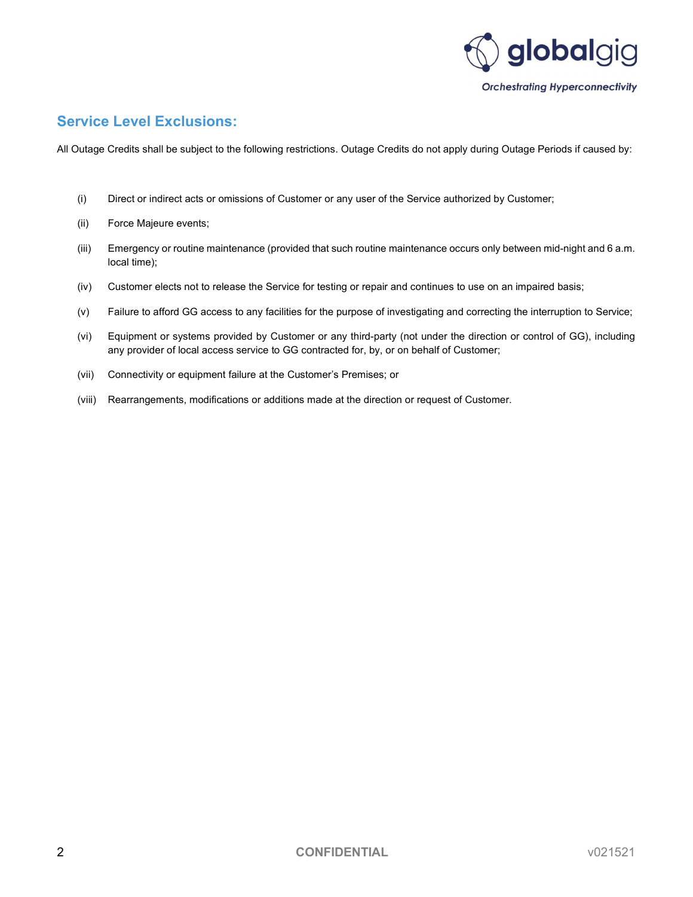## Service Level Exclusions:

All Outage Credits shall be subject to the following restrictions. Outage Credits do not apply during Outage Periods if caused by:

(i) Direct or indirect acts or omissions of Customer or any user of the Service authorized by Customer;

(ii) Force Majeure events;

(iii) Emergency or routine maintenance (provided that such routine maintenance occurs only between mid-night and 6 a.m. local time);

(iv) Customer elects not to release the Service for testing or repair and continues to use on an impaired basis;

(v) Failure to afford GG access to any facilities for the purpose of investigating and correcting the interruption to Service;

(vi) Equipment or systems provided by Customer or any third-party (not under the direction or control of GG), including any provider of local access service to GG contracted for, by, or on behalf of Customer;

(vii) Connectivity or equipment failure at the Customer's Premises; or

(viii) Rearrangements, modifications or additions made at the direction or request of Customer.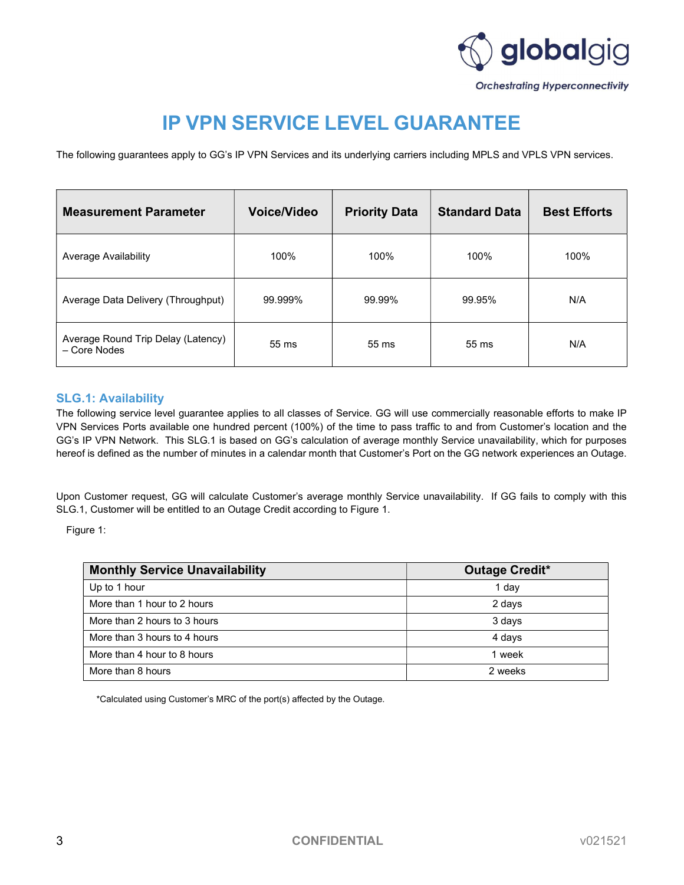# IP VPN SERVICE LEVEL GUARANTEE

The following guarantees apply to GG's IP VPN Services and its underlying carriers including MPLS and VPLS VPN services.

| Measurement Parameter | Voice/Video | Priority Data | Standard Data | Best Efforts |
| --- | --- | --- | --- | --- |
| Average Availability | 100% | 100% | 100% | 100% |
| Average Data Delivery (Throughput) | 99.999% | 99.99% | 99.95% | N/A |
| Average Round Trip Delay (Latency) – Core Nodes | 55 ms | 55 ms | 55 ms | N/A |

## SLG.1: Availability

The following service level guarantee applies to all classes of Service. GG will use commercially reasonable efforts to make IP VPN Services Ports available one hundred percent (100%) of the time to pass traffic to and from Customer's location and the GG's IP VPN Network. This SLG.1 is based on GG's calculation of average monthly Service unavailability, which for purposes hereof is defined as the number of minutes in a calendar month that Customer's Port on the GG network experiences an Outage.

Upon Customer request, GG will calculate Customer's average monthly Service unavailability. If GG fails to comply with this SLG.1, Customer will be entitled to an Outage Credit according to Figure 1.

Figure 1:

| Monthly Service Unavailability | Outage Credit* |
| --- | --- |
| Up to 1 hour | 1 day |
| More than 1 hour to 2 hours | 2 days |
| More than 2 hours to 3 hours | 3 days |
| More than 3 hours to 4 hours | 4 days |
| More than 4 hour to 8 hours | 1 week |
| More than 8 hours | 2 weeks |

*Calculated using Customer's MRC of the port(s) affected by the Outage.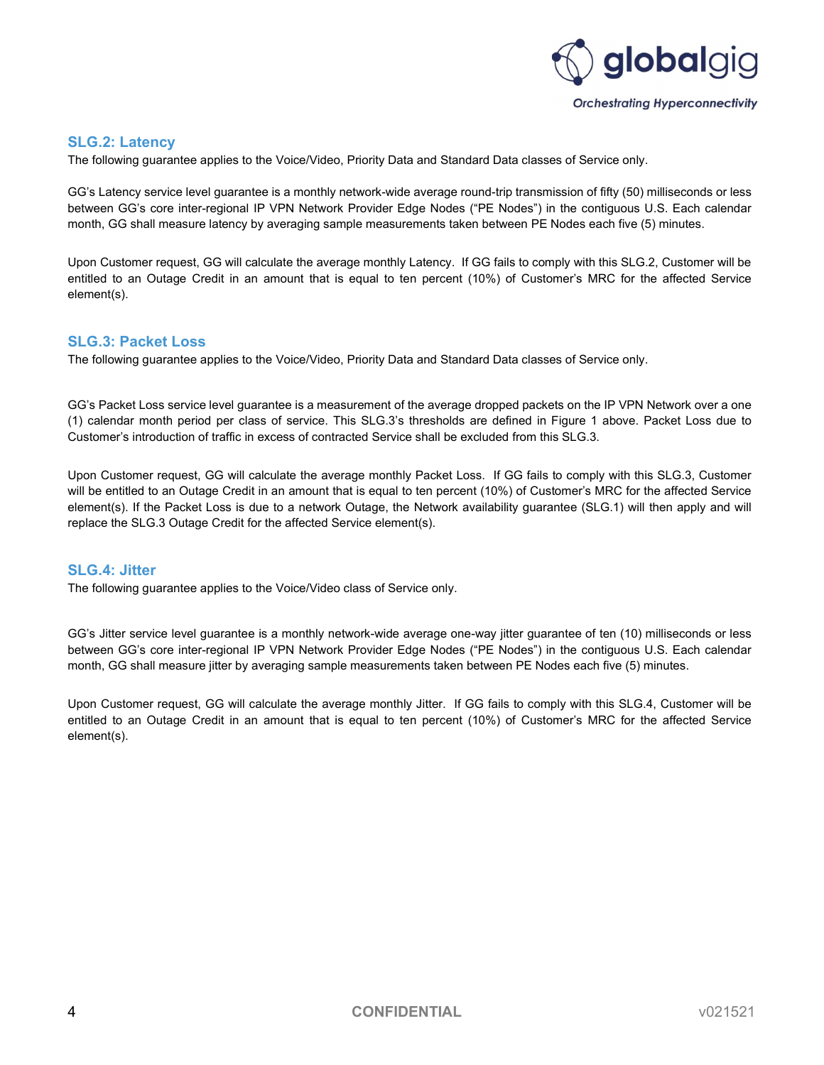## SLG.2: Latency

The following guarantee applies to the Voice/Video, Priority Data and Standard Data classes of Service only.

GG's Latency service level guarantee is a monthly network-wide average round-trip transmission of fifty (50) milliseconds or less between GG's core inter-regional IP VPN Network Provider Edge Nodes ("PE Nodes") in the contiguous U.S. Each calendar month, GG shall measure latency by averaging sample measurements taken between PE Nodes each five (5) minutes.

Upon Customer request, GG will calculate the average monthly Latency. If GG fails to comply with this SLG.2, Customer will be entitled to an Outage Credit in an amount that is equal to ten percent (10%) of Customer's MRC for the affected Service element(s).

## SLG.3: Packet Loss

The following guarantee applies to the Voice/Video, Priority Data and Standard Data classes of Service only.

GG's Packet Loss service level guarantee is a measurement of the average dropped packets on the IP VPN Network over a one (1) calendar month period per class of service. This SLG.3's thresholds are defined in Figure 1 above. Packet Loss due to Customer's introduction of traffic in excess of contracted Service shall be excluded from this SLG.3.

Upon Customer request, GG will calculate the average monthly Packet Loss. If GG fails to comply with this SLG.3, Customer will be entitled to an Outage Credit in an amount that is equal to ten percent (10%) of Customer's MRC for the affected Service element(s). If the Packet Loss is due to a network Outage, the Network availability guarantee (SLG.1) will then apply and will replace the SLG.3 Outage Credit for the affected Service element(s).

## SLG.4: Jitter

The following guarantee applies to the Voice/Video class of Service only.

GG's Jitter service level guarantee is a monthly network-wide average one-way jitter guarantee of ten (10) milliseconds or less between GG's core inter-regional IP VPN Network Provider Edge Nodes ("PE Nodes") in the contiguous U.S. Each calendar month, GG shall measure jitter by averaging sample measurements taken between PE Nodes each five (5) minutes.

Upon Customer request, GG will calculate the average monthly Jitter. If GG fails to comply with this SLG.4, Customer will be entitled to an Outage Credit in an amount that is equal to ten percent (10%) of Customer's MRC for the affected Service element(s).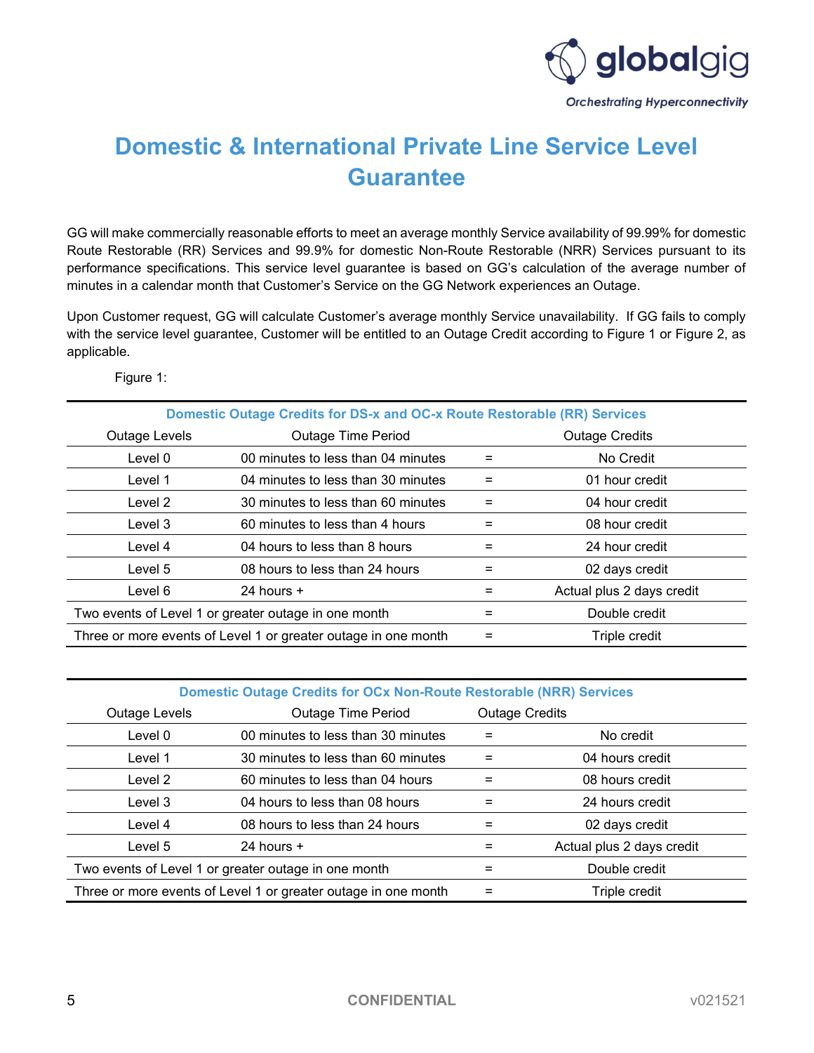# Domestic & International Private Line Service Level Guarantee

GG will make commercially reasonable efforts to meet an average monthly Service availability of 99.99% for domestic Route Restorable (RR) Services and 99.9% for domestic Non-Route Restorable (NRR) Services pursuant to its performance specifications. This service level guarantee is based on GG's calculation of the average number of minutes in a calendar month that Customer's Service on the GG Network experiences an Outage.

Upon Customer request, GG will calculate Customer's average monthly Service unavailability. If GG fails to comply with the service level guarantee, Customer will be entitled to an Outage Credit according to Figure 1 or Figure 2, as applicable.

Figure 1:

| Domestic Outage Credits for DS-x and OC-x Route Restorable (RR) Services | | | |
|---|---|---|---|
| Outage Levels | Outage Time Period | | Outage Credits |
| Level 0 | 00 minutes to less than 04 minutes | = | No Credit |
| Level 1 | 04 minutes to less than 30 minutes | = | 01 hour credit |
| Level 2 | 30 minutes to less than 60 minutes | = | 04 hour credit |
| Level 3 | 60 minutes to less than 4 hours | = | 08 hour credit |
| Level 4 | 04 hours to less than 8 hours | = | 24 hour credit |
| Level 5 | 08 hours to less than 24 hours | = | 02 days credit |
| Level 6 | 24 hours + | = | Actual plus 2 days credit |
| Two events of Level 1 or greater outage in one month | | = | Double credit |
| Three or more events of Level 1 or greater outage in one month | | = | Triple credit |

| Domestic Outage Credits for OCx Non-Route Restorable (NRR) Services | | | |
|---|---|---|---|
| Outage Levels | Outage Time Period | Outage Credits | |
| Level 0 | 00 minutes to less than 30 minutes | = | No credit |
| Level 1 | 30 minutes to less than 60 minutes | = | 04 hours credit |
| Level 2 | 60 minutes to less than 04 hours | = | 08 hours credit |
| Level 3 | 04 hours to less than 08 hours | = | 24 hours credit |
| Level 4 | 08 hours to less than 24 hours | = | 02 days credit |
| Level 5 | 24 hours + | = | Actual plus 2 days credit |
| Two events of Level 1 or greater outage in one month | | = | Double credit |
| Three or more events of Level 1 or greater outage in one month | | = | Triple credit |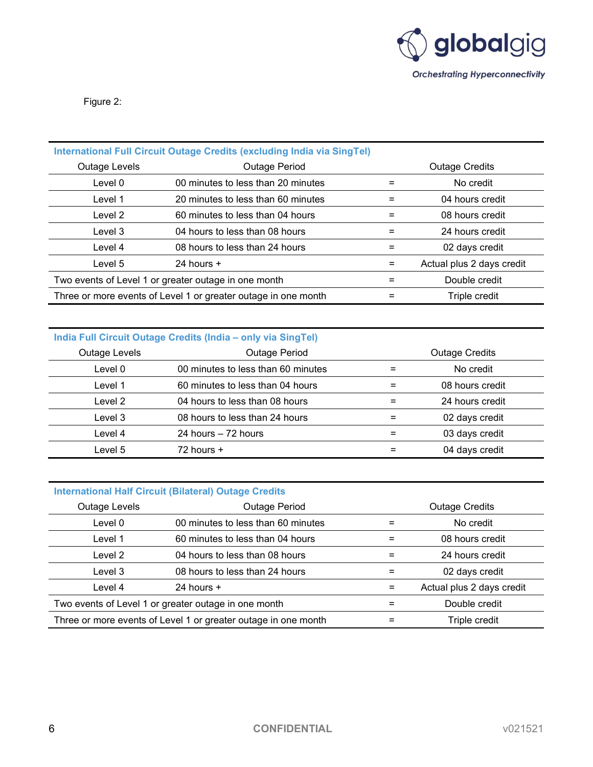Figure 2:

**International Full Circuit Outage Credits (excluding India via SingTel)**

| Outage Levels | Outage Period | | Outage Credits |
|---|---|---|---|
| Level 0 | 00 minutes to less than 20 minutes | = | No credit |
| Level 1 | 20 minutes to less than 60 minutes | = | 04 hours credit |
| Level 2 | 60 minutes to less than 04 hours | = | 08 hours credit |
| Level 3 | 04 hours to less than 08 hours | = | 24 hours credit |
| Level 4 | 08 hours to less than 24 hours | = | 02 days credit |
| Level 5 | 24 hours + | = | Actual plus 2 days credit |
| Two events of Level 1 or greater outage in one month | | = | Double credit |
| Three or more events of Level 1 or greater outage in one month | | = | Triple credit |

**India Full Circuit Outage Credits (India – only via SingTel)**

| Outage Levels | Outage Period | | Outage Credits |
|---|---|---|---|
| Level 0 | 00 minutes to less than 60 minutes | = | No credit |
| Level 1 | 60 minutes to less than 04 hours | = | 08 hours credit |
| Level 2 | 04 hours to less than 08 hours | = | 24 hours credit |
| Level 3 | 08 hours to less than 24 hours | = | 02 days credit |
| Level 4 | 24 hours – 72 hours | = | 03 days credit |
| Level 5 | 72 hours + | = | 04 days credit |

**International Half Circuit (Bilateral) Outage Credits**

| Outage Levels | Outage Period | | Outage Credits |
|---|---|---|---|
| Level 0 | 00 minutes to less than 60 minutes | = | No credit |
| Level 1 | 60 minutes to less than 04 hours | = | 08 hours credit |
| Level 2 | 04 hours to less than 08 hours | = | 24 hours credit |
| Level 3 | 08 hours to less than 24 hours | = | 02 days credit |
| Level 4 | 24 hours + | = | Actual plus 2 days credit |
| Two events of Level 1 or greater outage in one month | | = | Double credit |
| Three or more events of Level 1 or greater outage in one month | | = | Triple credit |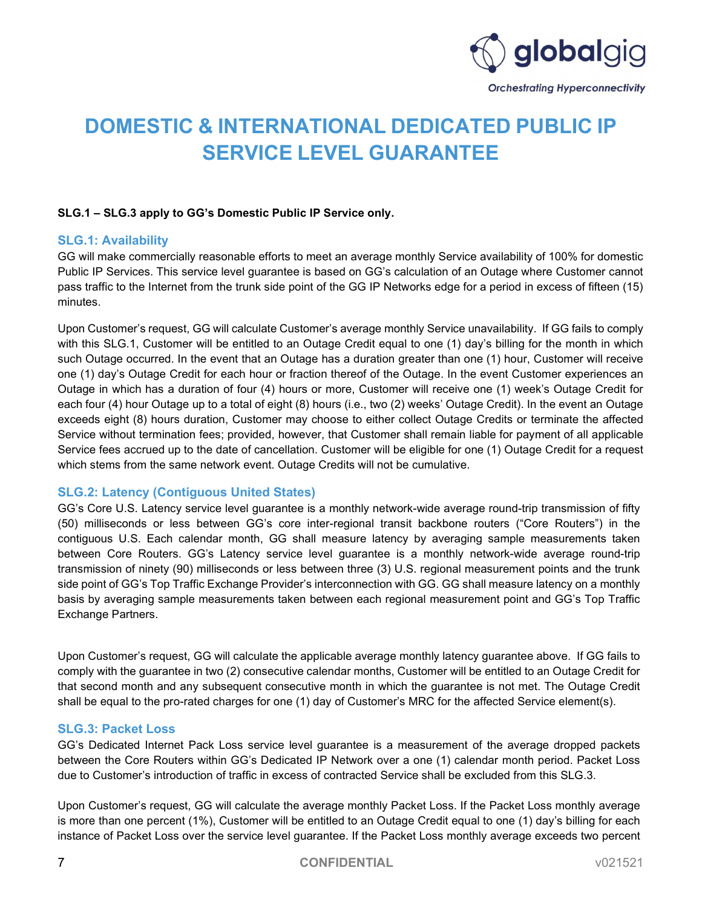# DOMESTIC & INTERNATIONAL DEDICATED PUBLIC IP SERVICE LEVEL GUARANTEE

**SLG.1 – SLG.3 apply to GG's Domestic Public IP Service only.**

### SLG.1: Availability

GG will make commercially reasonable efforts to meet an average monthly Service availability of 100% for domestic Public IP Services. This service level guarantee is based on GG's calculation of an Outage where Customer cannot pass traffic to the Internet from the trunk side point of the GG IP Networks edge for a period in excess of fifteen (15) minutes.

Upon Customer's request, GG will calculate Customer's average monthly Service unavailability. If GG fails to comply with this SLG.1, Customer will be entitled to an Outage Credit equal to one (1) day's billing for the month in which such Outage occurred. In the event that an Outage has a duration greater than one (1) hour, Customer will receive one (1) day's Outage Credit for each hour or fraction thereof of the Outage. In the event Customer experiences an Outage in which has a duration of four (4) hours or more, Customer will receive one (1) week's Outage Credit for each four (4) hour Outage up to a total of eight (8) hours (i.e., two (2) weeks' Outage Credit). In the event an Outage exceeds eight (8) hours duration, Customer may choose to either collect Outage Credits or terminate the affected Service without termination fees; provided, however, that Customer shall remain liable for payment of all applicable Service fees accrued up to the date of cancellation. Customer will be eligible for one (1) Outage Credit for a request which stems from the same network event. Outage Credits will not be cumulative.

### SLG.2: Latency (Contiguous United States)

GG's Core U.S. Latency service level guarantee is a monthly network-wide average round-trip transmission of fifty (50) milliseconds or less between GG's core inter-regional transit backbone routers ("Core Routers") in the contiguous U.S. Each calendar month, GG shall measure latency by averaging sample measurements taken between Core Routers. GG's Latency service level guarantee is a monthly network-wide average round-trip transmission of ninety (90) milliseconds or less between three (3) U.S. regional measurement points and the trunk side point of GG's Top Traffic Exchange Provider's interconnection with GG. GG shall measure latency on a monthly basis by averaging sample measurements taken between each regional measurement point and GG's Top Traffic Exchange Partners.

Upon Customer's request, GG will calculate the applicable average monthly latency guarantee above. If GG fails to comply with the guarantee in two (2) consecutive calendar months, Customer will be entitled to an Outage Credit for that second month and any subsequent consecutive month in which the guarantee is not met. The Outage Credit shall be equal to the pro-rated charges for one (1) day of Customer's MRC for the affected Service element(s).

### SLG.3: Packet Loss

GG's Dedicated Internet Pack Loss service level guarantee is a measurement of the average dropped packets between the Core Routers within GG's Dedicated IP Network over a one (1) calendar month period. Packet Loss due to Customer's introduction of traffic in excess of contracted Service shall be excluded from this SLG.3.

Upon Customer's request, GG will calculate the average monthly Packet Loss. If the Packet Loss monthly average is more than one percent (1%), Customer will be entitled to an Outage Credit equal to one (1) day's billing for each instance of Packet Loss over the service level guarantee. If the Packet Loss monthly average exceeds two percent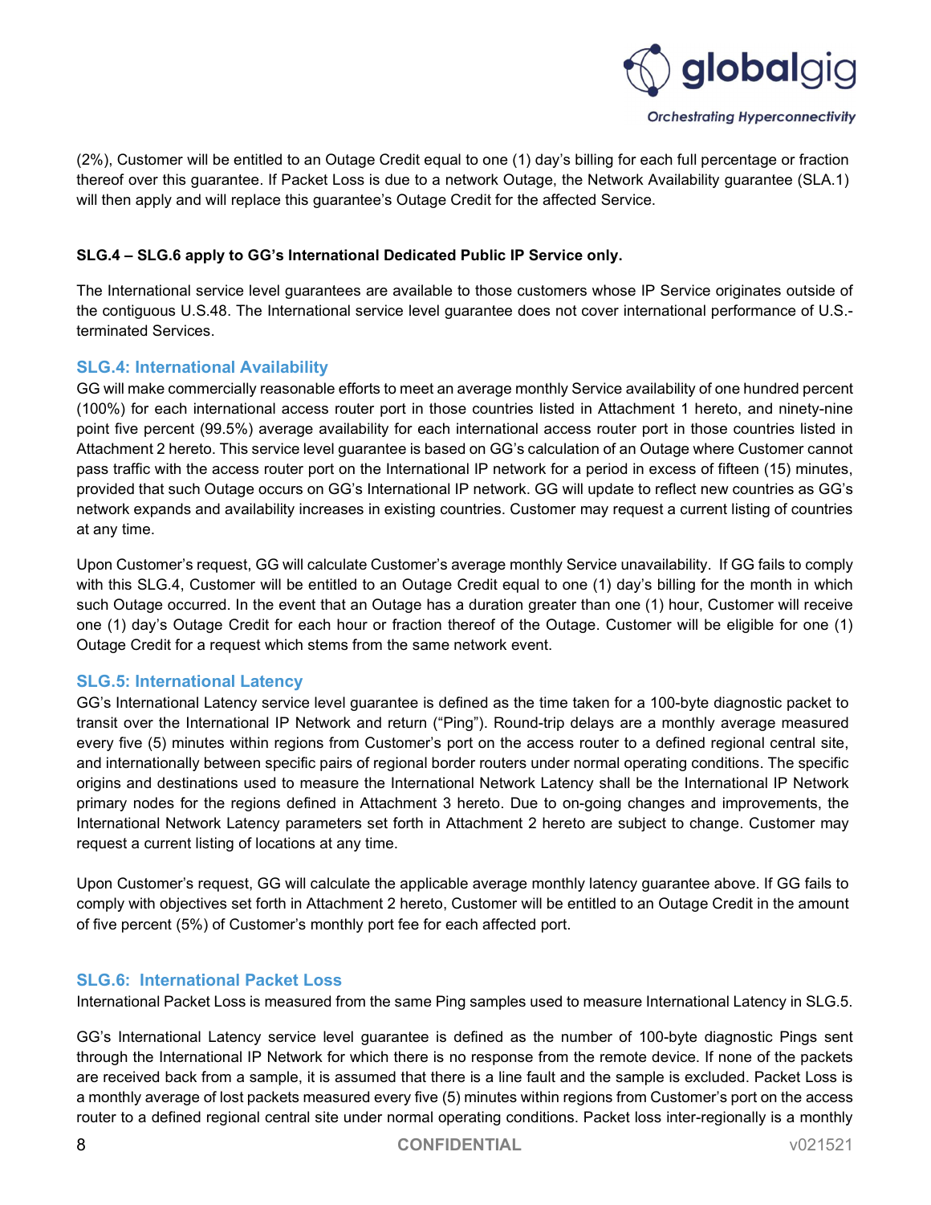(2%), Customer will be entitled to an Outage Credit equal to one (1) day's billing for each full percentage or fraction thereof over this guarantee. If Packet Loss is due to a network Outage, the Network Availability guarantee (SLA.1) will then apply and will replace this guarantee's Outage Credit for the affected Service.

**SLG.4 – SLG.6 apply to GG's International Dedicated Public IP Service only.**

The International service level guarantees are available to those customers whose IP Service originates outside of the contiguous U.S.48. The International service level guarantee does not cover international performance of U.S.-terminated Services.

### SLG.4: International Availability

GG will make commercially reasonable efforts to meet an average monthly Service availability of one hundred percent (100%) for each international access router port in those countries listed in Attachment 1 hereto, and ninety-nine point five percent (99.5%) average availability for each international access router port in those countries listed in Attachment 2 hereto. This service level guarantee is based on GG's calculation of an Outage where Customer cannot pass traffic with the access router port on the International IP network for a period in excess of fifteen (15) minutes, provided that such Outage occurs on GG's International IP network. GG will update to reflect new countries as GG's network expands and availability increases in existing countries. Customer may request a current listing of countries at any time.

Upon Customer's request, GG will calculate Customer's average monthly Service unavailability. If GG fails to comply with this SLG.4, Customer will be entitled to an Outage Credit equal to one (1) day's billing for the month in which such Outage occurred. In the event that an Outage has a duration greater than one (1) hour, Customer will receive one (1) day's Outage Credit for each hour or fraction thereof of the Outage. Customer will be eligible for one (1) Outage Credit for a request which stems from the same network event.

### SLG.5: International Latency

GG's International Latency service level guarantee is defined as the time taken for a 100-byte diagnostic packet to transit over the International IP Network and return ("Ping"). Round-trip delays are a monthly average measured every five (5) minutes within regions from Customer's port on the access router to a defined regional central site, and internationally between specific pairs of regional border routers under normal operating conditions. The specific origins and destinations used to measure the International Network Latency shall be the International IP Network primary nodes for the regions defined in Attachment 3 hereto. Due to on-going changes and improvements, the International Network Latency parameters set forth in Attachment 2 hereto are subject to change. Customer may request a current listing of locations at any time.

Upon Customer's request, GG will calculate the applicable average monthly latency guarantee above. If GG fails to comply with objectives set forth in Attachment 2 hereto, Customer will be entitled to an Outage Credit in the amount of five percent (5%) of Customer's monthly port fee for each affected port.

### SLG.6: International Packet Loss

International Packet Loss is measured from the same Ping samples used to measure International Latency in SLG.5.

GG's International Latency service level guarantee is defined as the number of 100-byte diagnostic Pings sent through the International IP Network for which there is no response from the remote device. If none of the packets are received back from a sample, it is assumed that there is a line fault and the sample is excluded. Packet Loss is a monthly average of lost packets measured every five (5) minutes within regions from Customer's port on the access router to a defined regional central site under normal operating conditions. Packet loss inter-regionally is a monthly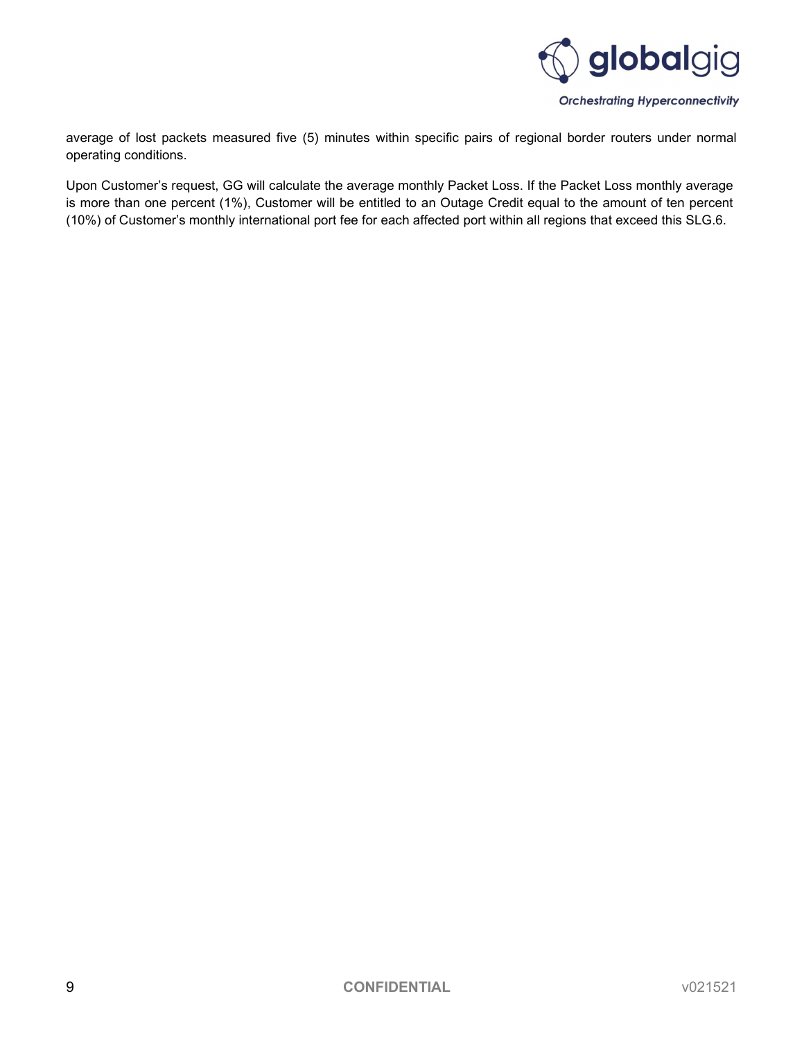average of lost packets measured five (5) minutes within specific pairs of regional border routers under normal operating conditions.

Upon Customer's request, GG will calculate the average monthly Packet Loss. If the Packet Loss monthly average is more than one percent (1%), Customer will be entitled to an Outage Credit equal to the amount of ten percent (10%) of Customer's monthly international port fee for each affected port within all regions that exceed this SLG.6.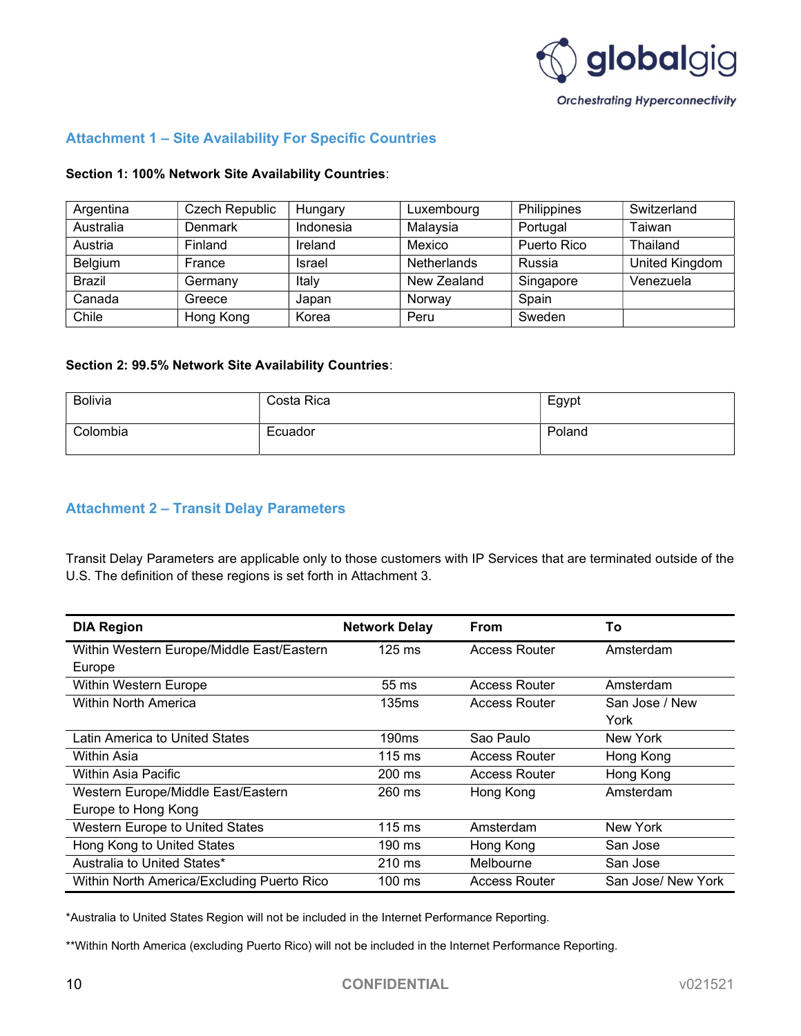## Attachment 1 – Site Availability For Specific Countries

**Section 1: 100% Network Site Availability Countries**:

| | | | | | |
|---|---|---|---|---|---|
| Argentina | Czech Republic | Hungary | Luxembourg | Philippines | Switzerland |
| Australia | Denmark | Indonesia | Malaysia | Portugal | Taiwan |
| Austria | Finland | Ireland | Mexico | Puerto Rico | Thailand |
| Belgium | France | Israel | Netherlands | Russia | United Kingdom |
| Brazil | Germany | Italy | New Zealand | Singapore | Venezuela |
| Canada | Greece | Japan | Norway | Spain | |
| Chile | Hong Kong | Korea | Peru | Sweden | |

**Section 2: 99.5% Network Site Availability Countries**:

| | | |
|---|---|---|
| Bolivia | Costa Rica | Egypt |
| Colombia | Ecuador | Poland |

## Attachment 2 – Transit Delay Parameters

Transit Delay Parameters are applicable only to those customers with IP Services that are terminated outside of the U.S. The definition of these regions is set forth in Attachment 3.

| DIA Region | Network Delay | From | To |
|---|---|---|---|
| Within Western Europe/Middle East/Eastern Europe | 125 ms | Access Router | Amsterdam |
| Within Western Europe | 55 ms | Access Router | Amsterdam |
| Within North America | 135ms | Access Router | San Jose / New York |
| Latin America to United States | 190ms | Sao Paulo | New York |
| Within Asia | 115 ms | Access Router | Hong Kong |
| Within Asia Pacific | 200 ms | Access Router | Hong Kong |
| Western Europe/Middle East/Eastern Europe to Hong Kong | 260 ms | Hong Kong | Amsterdam |
| Western Europe to United States | 115 ms | Amsterdam | New York |
| Hong Kong to United States | 190 ms | Hong Kong | San Jose |
| Australia to United States* | 210 ms | Melbourne | San Jose |
| Within North America/Excluding Puerto Rico | 100 ms | Access Router | San Jose/ New York |

*Australia to United States Region will not be included in the Internet Performance Reporting.

**Within North America (excluding Puerto Rico) will not be included in the Internet Performance Reporting.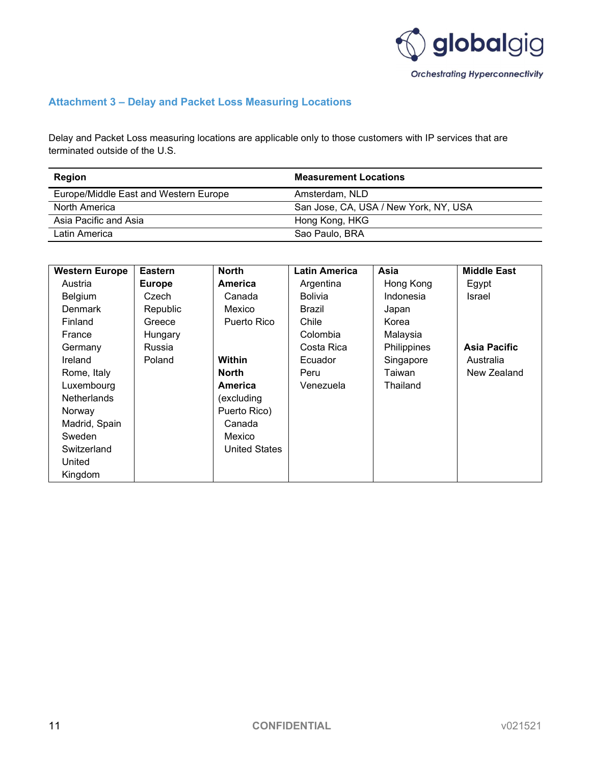## Attachment 3 – Delay and Packet Loss Measuring Locations

Delay and Packet Loss measuring locations are applicable only to those customers with IP services that are terminated outside of the U.S.

| Region | Measurement Locations |
|---|---|
| Europe/Middle East and Western Europe | Amsterdam, NLD |
| North America | San Jose, CA, USA / New York, NY, USA |
| Asia Pacific and Asia | Hong Kong, HKG |
| Latin America | Sao Paulo, BRA |

| Western Europe | Eastern Europe | North America | Latin America | Asia | Middle East |
|---|---|---|---|---|---|
| Austria | Czech Republic | Canada | Argentina | Hong Kong | Egypt |
| Belgium | Greece | Mexico | Bolivia | Indonesia | Israel |
| Denmark | Hungary | Puerto Rico | Brazil | Japan | |
| Finland | Russia | | Chile | Korea | |
| France | Poland | | Colombia | Malaysia | **Asia Pacific** |
| Germany | | **Within North America (excluding Puerto Rico)** | Costa Rica | Philippines | Australia |
| Ireland | | Canada | Ecuador | Singapore | New Zealand |
| Rome, Italy | | Mexico | Peru | Taiwan | |
| Luxembourg | | United States | Venezuela | Thailand | |
| Netherlands | | | | | |
| Norway | | | | | |
| Madrid, Spain | | | | | |
| Sweden | | | | | |
| Switzerland | | | | | |
| United Kingdom | | | | | |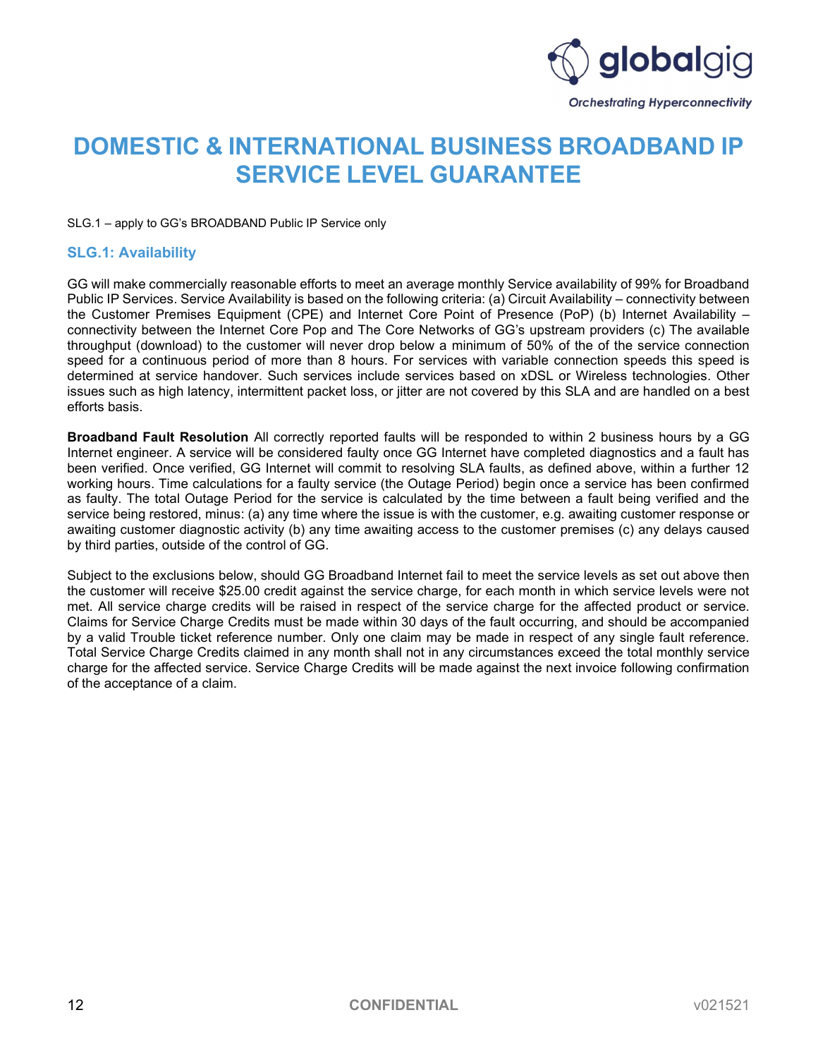# DOMESTIC & INTERNATIONAL BUSINESS BROADBAND IP SERVICE LEVEL GUARANTEE

SLG.1 – apply to GG's BROADBAND Public IP Service only

## SLG.1: Availability

GG will make commercially reasonable efforts to meet an average monthly Service availability of 99% for Broadband Public IP Services. Service Availability is based on the following criteria: (a) Circuit Availability – connectivity between the Customer Premises Equipment (CPE) and Internet Core Point of Presence (PoP) (b) Internet Availability – connectivity between the Internet Core Pop and The Core Networks of GG's upstream providers (c) The available throughput (download) to the customer will never drop below a minimum of 50% of the of the service connection speed for a continuous period of more than 8 hours. For services with variable connection speeds this speed is determined at service handover. Such services include services based on xDSL or Wireless technologies. Other issues such as high latency, intermittent packet loss, or jitter are not covered by this SLA and are handled on a best efforts basis.

**Broadband Fault Resolution** All correctly reported faults will be responded to within 2 business hours by a GG Internet engineer. A service will be considered faulty once GG Internet have completed diagnostics and a fault has been verified. Once verified, GG Internet will commit to resolving SLA faults, as defined above, within a further 12 working hours. Time calculations for a faulty service (the Outage Period) begin once a service has been confirmed as faulty. The total Outage Period for the service is calculated by the time between a fault being verified and the service being restored, minus: (a) any time where the issue is with the customer, e.g. awaiting customer response or awaiting customer diagnostic activity (b) any time awaiting access to the customer premises (c) any delays caused by third parties, outside of the control of GG.

Subject to the exclusions below, should GG Broadband Internet fail to meet the service levels as set out above then the customer will receive $25.00 credit against the service charge, for each month in which service levels were not met. All service charge credits will be raised in respect of the service charge for the affected product or service. Claims for Service Charge Credits must be made within 30 days of the fault occurring, and should be accompanied by a valid Trouble ticket reference number. Only one claim may be made in respect of any single fault reference. Total Service Charge Credits claimed in any month shall not in any circumstances exceed the total monthly service charge for the affected service. Service Charge Credits will be made against the next invoice following confirmation of the acceptance of a claim.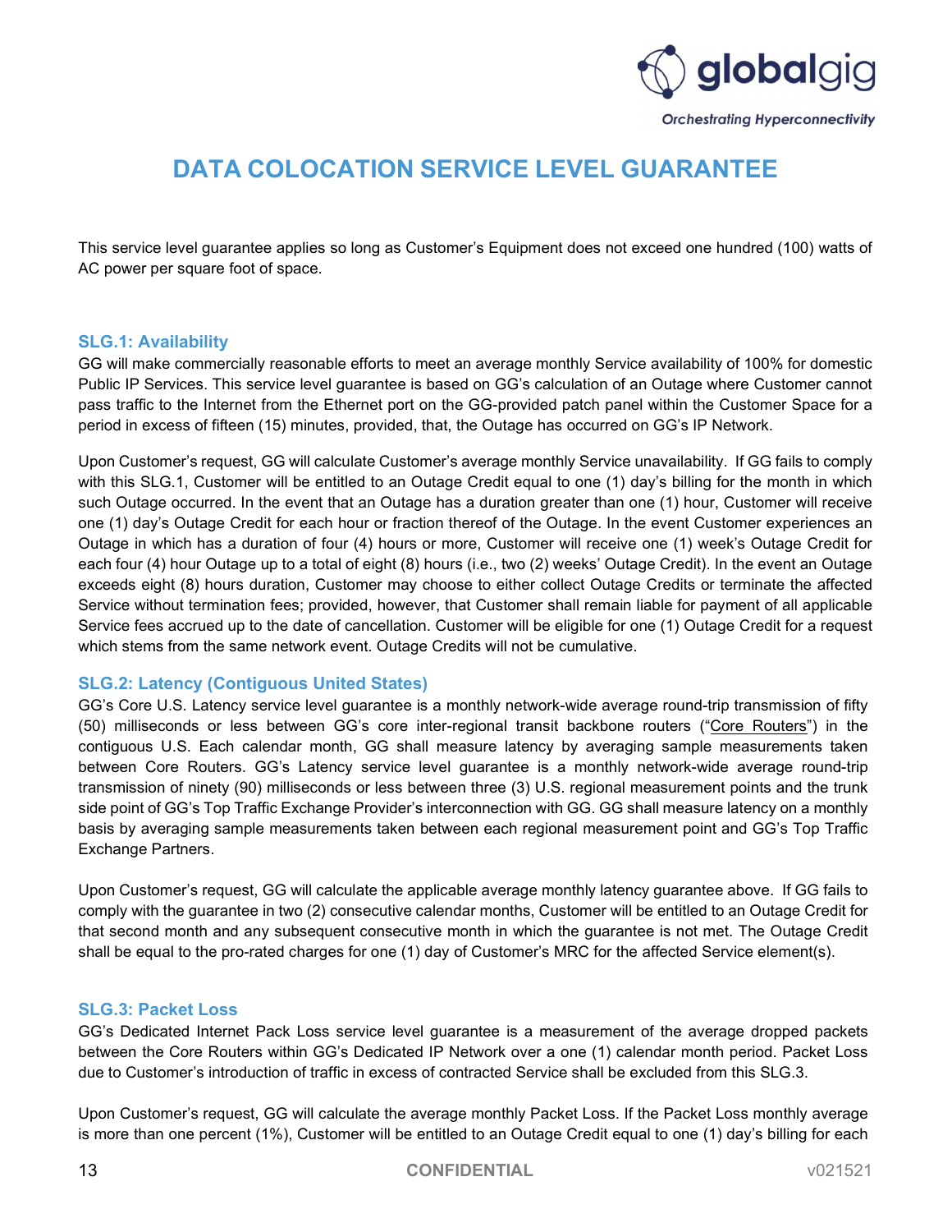# DATA COLOCATION SERVICE LEVEL GUARANTEE

This service level guarantee applies so long as Customer's Equipment does not exceed one hundred (100) watts of AC power per square foot of space.

### SLG.1: Availability

GG will make commercially reasonable efforts to meet an average monthly Service availability of 100% for domestic Public IP Services. This service level guarantee is based on GG's calculation of an Outage where Customer cannot pass traffic to the Internet from the Ethernet port on the GG-provided patch panel within the Customer Space for a period in excess of fifteen (15) minutes, provided, that, the Outage has occurred on GG's IP Network.

Upon Customer's request, GG will calculate Customer's average monthly Service unavailability. If GG fails to comply with this SLG.1, Customer will be entitled to an Outage Credit equal to one (1) day's billing for the month in which such Outage occurred. In the event that an Outage has a duration greater than one (1) hour, Customer will receive one (1) day's Outage Credit for each hour or fraction thereof of the Outage. In the event Customer experiences an Outage in which has a duration of four (4) hours or more, Customer will receive one (1) week's Outage Credit for each four (4) hour Outage up to a total of eight (8) hours (i.e., two (2) weeks' Outage Credit). In the event an Outage exceeds eight (8) hours duration, Customer may choose to either collect Outage Credits or terminate the affected Service without termination fees; provided, however, that Customer shall remain liable for payment of all applicable Service fees accrued up to the date of cancellation. Customer will be eligible for one (1) Outage Credit for a request which stems from the same network event. Outage Credits will not be cumulative.

### SLG.2: Latency (Contiguous United States)

GG's Core U.S. Latency service level guarantee is a monthly network-wide average round-trip transmission of fifty (50) milliseconds or less between GG's core inter-regional transit backbone routers ("Core Routers") in the contiguous U.S. Each calendar month, GG shall measure latency by averaging sample measurements taken between Core Routers. GG's Latency service level guarantee is a monthly network-wide average round-trip transmission of ninety (90) milliseconds or less between three (3) U.S. regional measurement points and the trunk side point of GG's Top Traffic Exchange Provider's interconnection with GG. GG shall measure latency on a monthly basis by averaging sample measurements taken between each regional measurement point and GG's Top Traffic Exchange Partners.

Upon Customer's request, GG will calculate the applicable average monthly latency guarantee above. If GG fails to comply with the guarantee in two (2) consecutive calendar months, Customer will be entitled to an Outage Credit for that second month and any subsequent consecutive month in which the guarantee is not met. The Outage Credit shall be equal to the pro-rated charges for one (1) day of Customer's MRC for the affected Service element(s).

### SLG.3: Packet Loss

GG's Dedicated Internet Pack Loss service level guarantee is a measurement of the average dropped packets between the Core Routers within GG's Dedicated IP Network over a one (1) calendar month period. Packet Loss due to Customer's introduction of traffic in excess of contracted Service shall be excluded from this SLG.3.

Upon Customer's request, GG will calculate the average monthly Packet Loss. If the Packet Loss monthly average is more than one percent (1%), Customer will be entitled to an Outage Credit equal to one (1) day's billing for each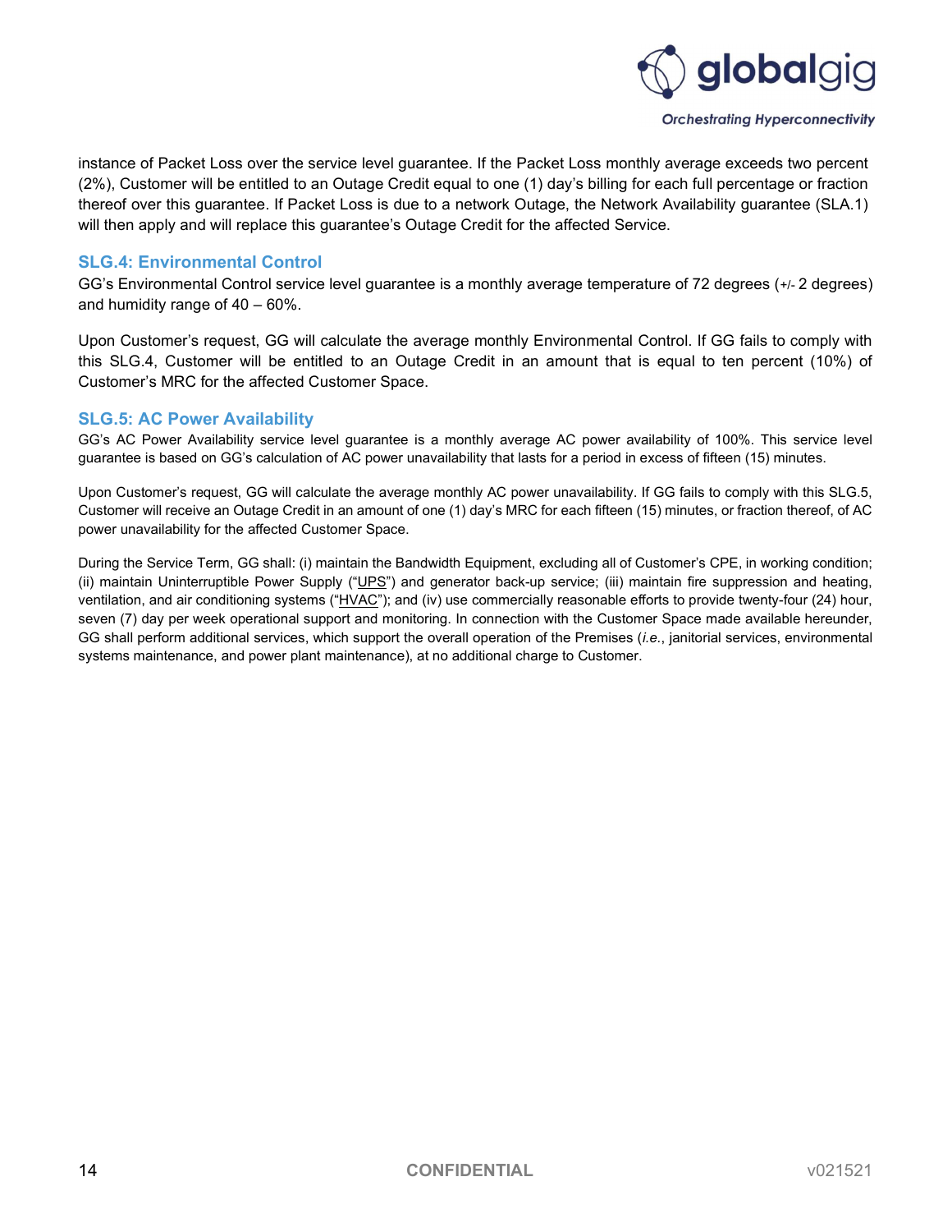instance of Packet Loss over the service level guarantee. If the Packet Loss monthly average exceeds two percent (2%), Customer will be entitled to an Outage Credit equal to one (1) day's billing for each full percentage or fraction thereof over this guarantee. If Packet Loss is due to a network Outage, the Network Availability guarantee (SLA.1) will then apply and will replace this guarantee's Outage Credit for the affected Service.

### SLG.4: Environmental Control

GG's Environmental Control service level guarantee is a monthly average temperature of 72 degrees (+/- 2 degrees) and humidity range of 40 – 60%.

Upon Customer's request, GG will calculate the average monthly Environmental Control. If GG fails to comply with this SLG.4, Customer will be entitled to an Outage Credit in an amount that is equal to ten percent (10%) of Customer's MRC for the affected Customer Space.

### SLG.5: AC Power Availability

GG's AC Power Availability service level guarantee is a monthly average AC power availability of 100%. This service level guarantee is based on GG's calculation of AC power unavailability that lasts for a period in excess of fifteen (15) minutes.

Upon Customer's request, GG will calculate the average monthly AC power unavailability. If GG fails to comply with this SLG.5, Customer will receive an Outage Credit in an amount of one (1) day's MRC for each fifteen (15) minutes, or fraction thereof, of AC power unavailability for the affected Customer Space.

During the Service Term, GG shall: (i) maintain the Bandwidth Equipment, excluding all of Customer's CPE, in working condition; (ii) maintain Uninterruptible Power Supply ("UPS") and generator back-up service; (iii) maintain fire suppression and heating, ventilation, and air conditioning systems ("HVAC"); and (iv) use commercially reasonable efforts to provide twenty-four (24) hour, seven (7) day per week operational support and monitoring. In connection with the Customer Space made available hereunder, GG shall perform additional services, which support the overall operation of the Premises (*i.e.*, janitorial services, environmental systems maintenance, and power plant maintenance), at no additional charge to Customer.